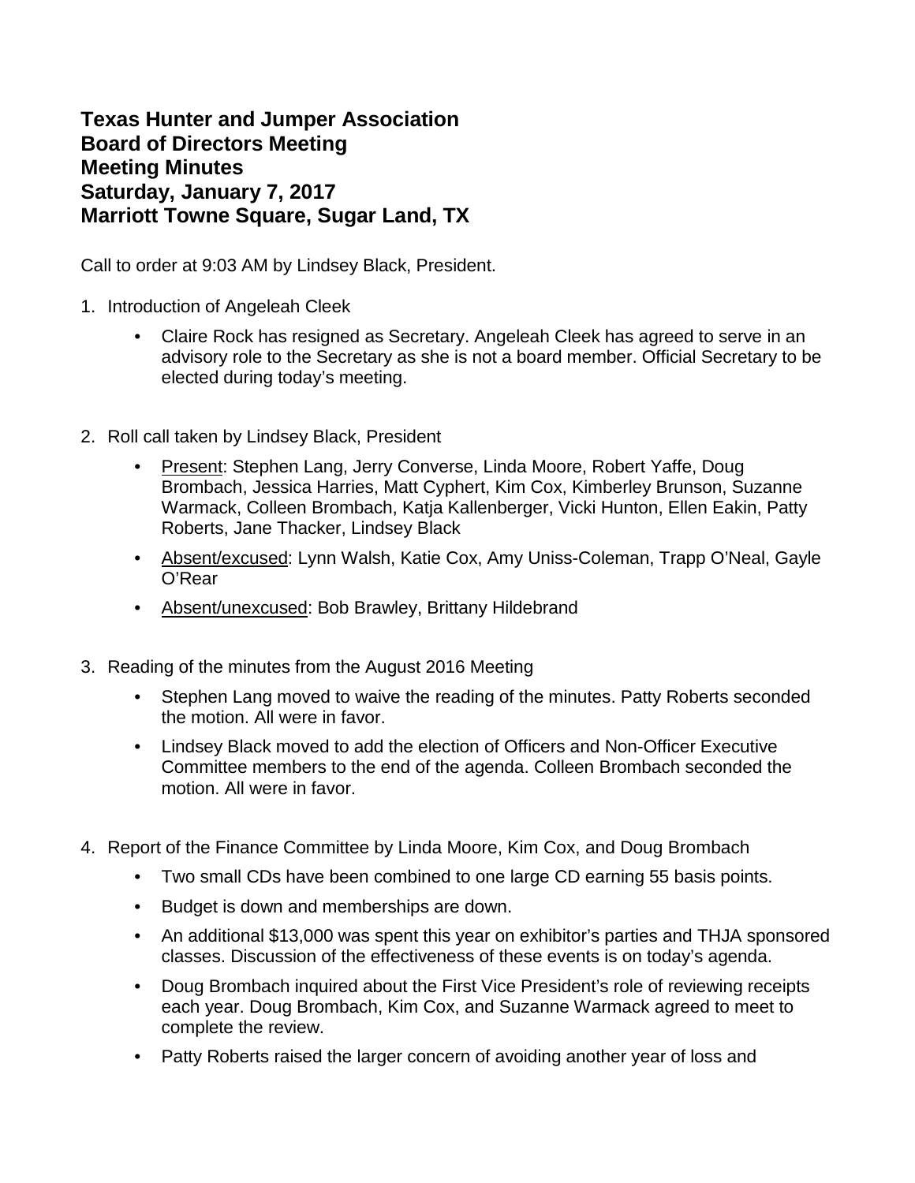# Texas Hunter and Jumper Association
# Board of Directors Meeting
# Meeting Minutes
# Saturday, January 7, 2017
# Marriott Towne Square, Sugar Land, TX

Call to order at 9:03 AM by Lindsey Black, President.

1. Introduction of Angeleah Cleek
   - Claire Rock has resigned as Secretary. Angeleah Cleek has agreed to serve in an advisory role to the Secretary as she is not a board member. Official Secretary to be elected during today's meeting.

2. Roll call taken by Lindsey Black, President
   - Present: Stephen Lang, Jerry Converse, Linda Moore, Robert Yaffe, Doug Brombach, Jessica Harries, Matt Cyphert, Kim Cox, Kimberley Brunson, Suzanne Warmack, Colleen Brombach, Katja Kallenberger, Vicki Hunton, Ellen Eakin, Patty Roberts, Jane Thacker, Lindsey Black
   - Absent/excused: Lynn Walsh, Katie Cox, Amy Uniss-Coleman, Trapp O'Neal, Gayle O'Rear
   - Absent/unexcused: Bob Brawley, Brittany Hildebrand

3. Reading of the minutes from the August 2016 Meeting
   - Stephen Lang moved to waive the reading of the minutes. Patty Roberts seconded the motion. All were in favor.
   - Lindsey Black moved to add the election of Officers and Non-Officer Executive Committee members to the end of the agenda. Colleen Brombach seconded the motion. All were in favor.

4. Report of the Finance Committee by Linda Moore, Kim Cox, and Doug Brombach
   - Two small CDs have been combined to one large CD earning 55 basis points.
   - Budget is down and memberships are down.
   - An additional $13,000 was spent this year on exhibitor's parties and THJA sponsored classes. Discussion of the effectiveness of these events is on today's agenda.
   - Doug Brombach inquired about the First Vice President's role of reviewing receipts each year. Doug Brombach, Kim Cox, and Suzanne Warmack agreed to meet to complete the review.
   - Patty Roberts raised the larger concern of avoiding another year of loss and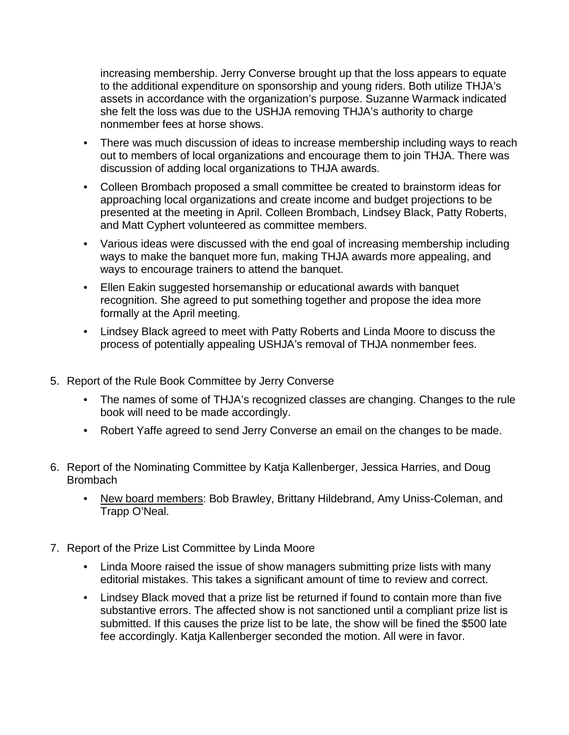increasing membership. Jerry Converse brought up that the loss appears to equate to the additional expenditure on sponsorship and young riders. Both utilize THJA's assets in accordance with the organization's purpose. Suzanne Warmack indicated she felt the loss was due to the USHJA removing THJA's authority to charge nonmember fees at horse shows.

- There was much discussion of ideas to increase membership including ways to reach out to members of local organizations and encourage them to join THJA. There was discussion of adding local organizations to THJA awards.
- Colleen Brombach proposed a small committee be created to brainstorm ideas for approaching local organizations and create income and budget projections to be presented at the meeting in April. Colleen Brombach, Lindsey Black, Patty Roberts, and Matt Cyphert volunteered as committee members.
- Various ideas were discussed with the end goal of increasing membership including ways to make the banquet more fun, making THJA awards more appealing, and ways to encourage trainers to attend the banquet.
- Ellen Eakin suggested horsemanship or educational awards with banquet recognition. She agreed to put something together and propose the idea more formally at the April meeting.
- Lindsey Black agreed to meet with Patty Roberts and Linda Moore to discuss the process of potentially appealing USHJA's removal of THJA nonmember fees.

5. Report of the Rule Book Committee by Jerry Converse
   - The names of some of THJA's recognized classes are changing. Changes to the rule book will need to be made accordingly.
   - Robert Yaffe agreed to send Jerry Converse an email on the changes to be made.

6. Report of the Nominating Committee by Katja Kallenberger, Jessica Harries, and Doug Brombach
   - <u>New board members</u>: Bob Brawley, Brittany Hildebrand, Amy Uniss-Coleman, and Trapp O'Neal.

7. Report of the Prize List Committee by Linda Moore
   - Linda Moore raised the issue of show managers submitting prize lists with many editorial mistakes. This takes a significant amount of time to review and correct.
   - Lindsey Black moved that a prize list be returned if found to contain more than five substantive errors. The affected show is not sanctioned until a compliant prize list is submitted. If this causes the prize list to be late, the show will be fined the $500 late fee accordingly. Katja Kallenberger seconded the motion. All were in favor.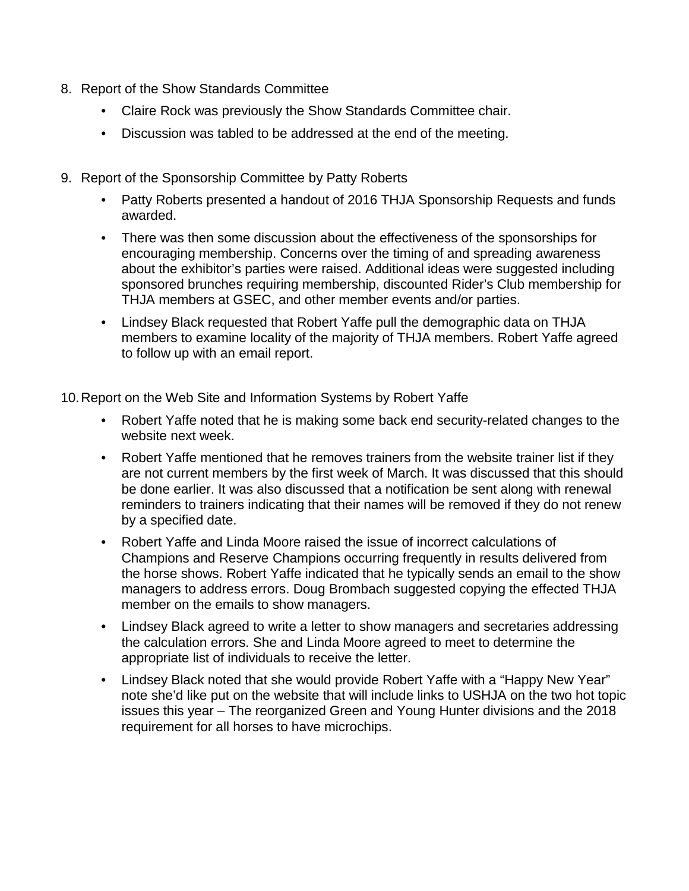8. Report of the Show Standards Committee
    - Claire Rock was previously the Show Standards Committee chair.
    - Discussion was tabled to be addressed at the end of the meeting.

9. Report of the Sponsorship Committee by Patty Roberts
    - Patty Roberts presented a handout of 2016 THJA Sponsorship Requests and funds awarded.
    - There was then some discussion about the effectiveness of the sponsorships for encouraging membership. Concerns over the timing of and spreading awareness about the exhibitor's parties were raised. Additional ideas were suggested including sponsored brunches requiring membership, discounted Rider's Club membership for THJA members at GSEC, and other member events and/or parties.
    - Lindsey Black requested that Robert Yaffe pull the demographic data on THJA members to examine locality of the majority of THJA members. Robert Yaffe agreed to follow up with an email report.

10. Report on the Web Site and Information Systems by Robert Yaffe
    - Robert Yaffe noted that he is making some back end security-related changes to the website next week.
    - Robert Yaffe mentioned that he removes trainers from the website trainer list if they are not current members by the first week of March. It was discussed that this should be done earlier. It was also discussed that a notification be sent along with renewal reminders to trainers indicating that their names will be removed if they do not renew by a specified date.
    - Robert Yaffe and Linda Moore raised the issue of incorrect calculations of Champions and Reserve Champions occurring frequently in results delivered from the horse shows. Robert Yaffe indicated that he typically sends an email to the show managers to address errors. Doug Brombach suggested copying the effected THJA member on the emails to show managers.
    - Lindsey Black agreed to write a letter to show managers and secretaries addressing the calculation errors. She and Linda Moore agreed to meet to determine the appropriate list of individuals to receive the letter.
    - Lindsey Black noted that she would provide Robert Yaffe with a "Happy New Year" note she'd like put on the website that will include links to USHJA on the two hot topic issues this year – The reorganized Green and Young Hunter divisions and the 2018 requirement for all horses to have microchips.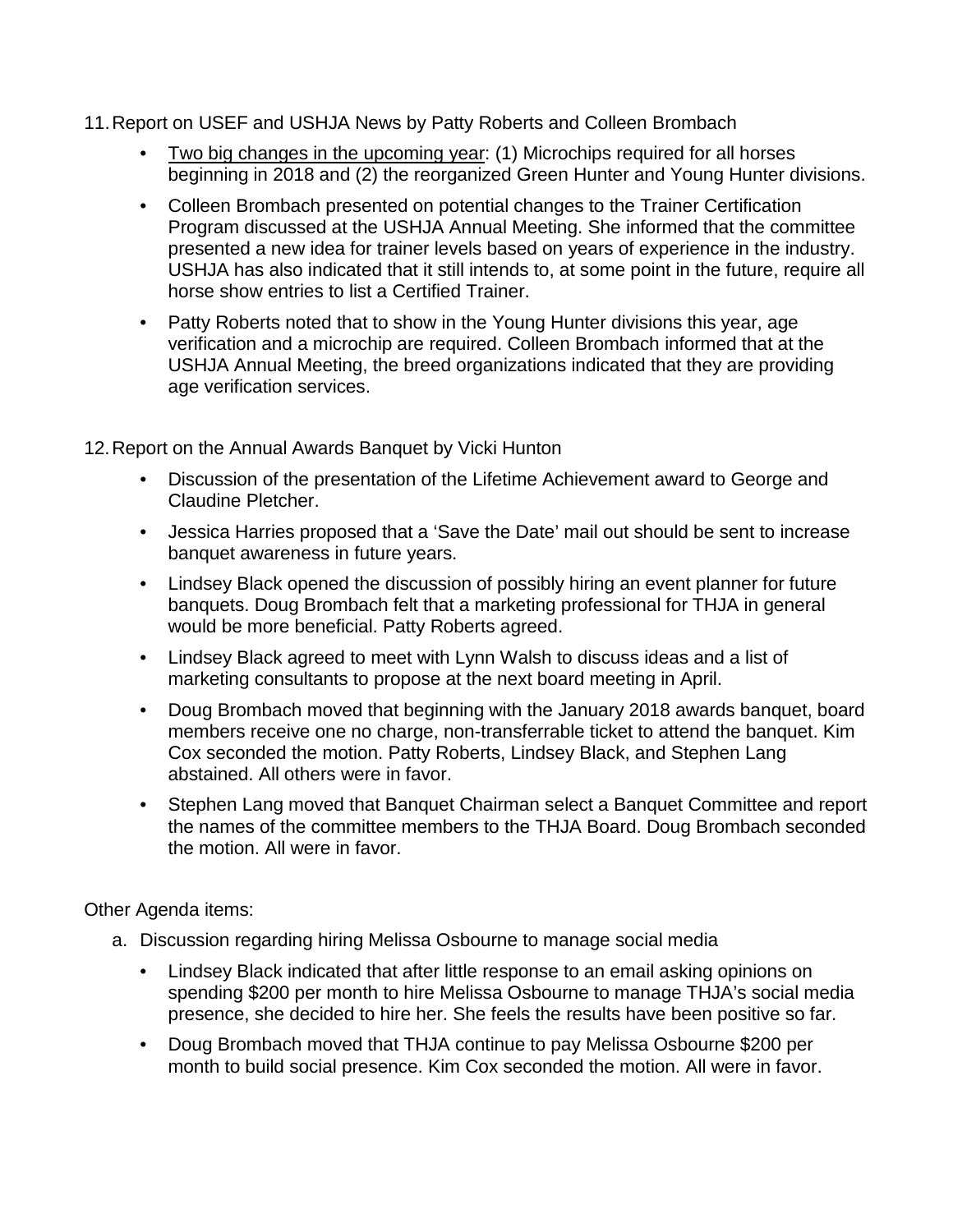11. Report on USEF and USHJA News by Patty Roberts and Colleen Brombach

    - <u>Two big changes in the upcoming year</u>: (1) Microchips required for all horses beginning in 2018 and (2) the reorganized Green Hunter and Young Hunter divisions.
    - Colleen Brombach presented on potential changes to the Trainer Certification Program discussed at the USHJA Annual Meeting. She informed that the committee presented a new idea for trainer levels based on years of experience in the industry. USHJA has also indicated that it still intends to, at some point in the future, require all horse show entries to list a Certified Trainer.
    - Patty Roberts noted that to show in the Young Hunter divisions this year, age verification and a microchip are required. Colleen Brombach informed that at the USHJA Annual Meeting, the breed organizations indicated that they are providing age verification services.

12. Report on the Annual Awards Banquet by Vicki Hunton

    - Discussion of the presentation of the Lifetime Achievement award to George and Claudine Pletcher.
    - Jessica Harries proposed that a 'Save the Date' mail out should be sent to increase banquet awareness in future years.
    - Lindsey Black opened the discussion of possibly hiring an event planner for future banquets. Doug Brombach felt that a marketing professional for THJA in general would be more beneficial. Patty Roberts agreed.
    - Lindsey Black agreed to meet with Lynn Walsh to discuss ideas and a list of marketing consultants to propose at the next board meeting in April.
    - Doug Brombach moved that beginning with the January 2018 awards banquet, board members receive one no charge, non-transferrable ticket to attend the banquet. Kim Cox seconded the motion. Patty Roberts, Lindsey Black, and Stephen Lang abstained. All others were in favor.
    - Stephen Lang moved that Banquet Chairman select a Banquet Committee and report the names of the committee members to the THJA Board. Doug Brombach seconded the motion. All were in favor.

Other Agenda items:

a. Discussion regarding hiring Melissa Osbourne to manage social media

   - Lindsey Black indicated that after little response to an email asking opinions on spending $200 per month to hire Melissa Osbourne to manage THJA's social media presence, she decided to hire her. She feels the results have been positive so far.
   - Doug Brombach moved that THJA continue to pay Melissa Osbourne $200 per month to build social presence. Kim Cox seconded the motion. All were in favor.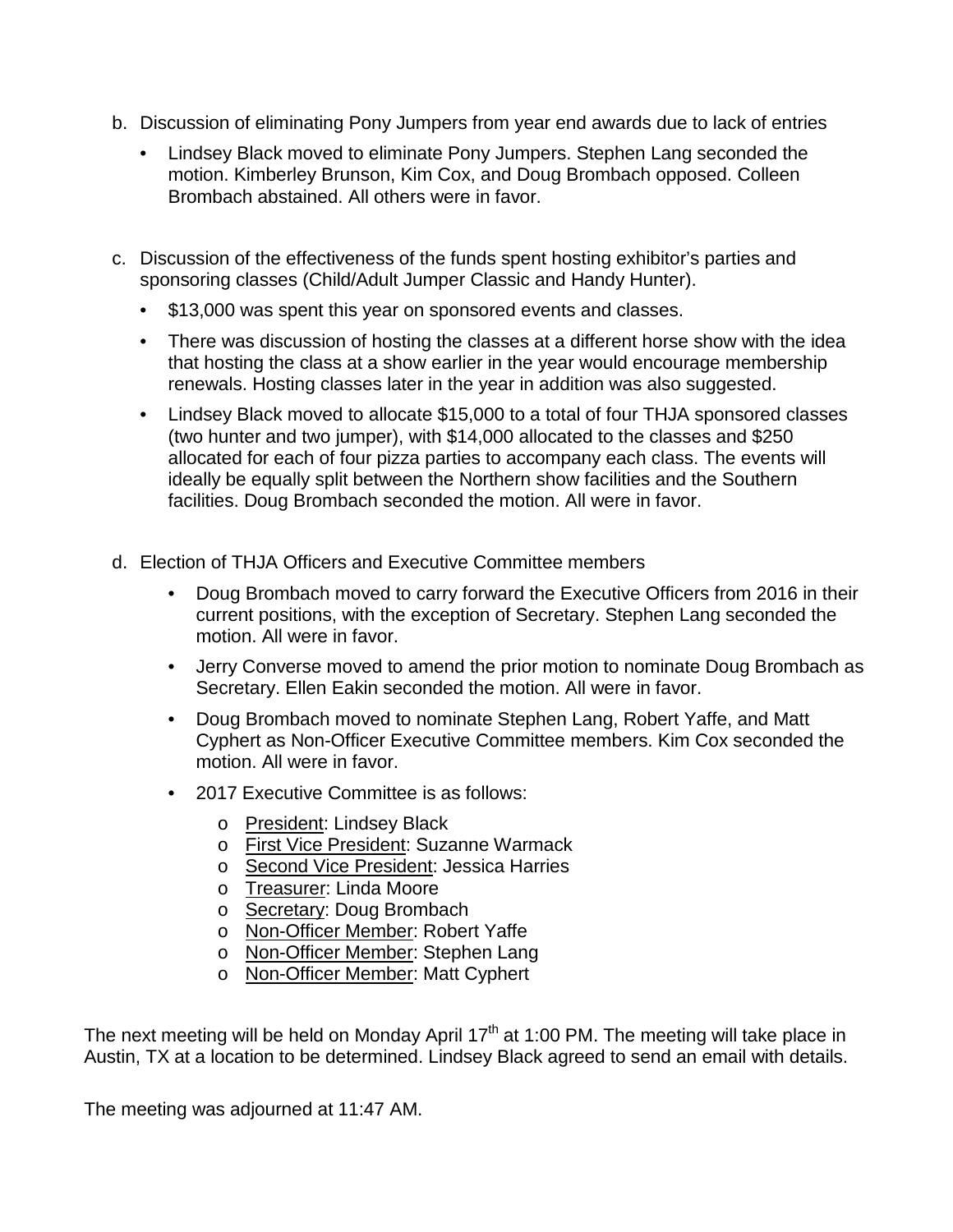b. Discussion of eliminating Pony Jumpers from year end awards due to lack of entries

   - Lindsey Black moved to eliminate Pony Jumpers. Stephen Lang seconded the motion. Kimberley Brunson, Kim Cox, and Doug Brombach opposed. Colleen Brombach abstained. All others were in favor.

c. Discussion of the effectiveness of the funds spent hosting exhibitor's parties and sponsoring classes (Child/Adult Jumper Classic and Handy Hunter).

   - $13,000 was spent this year on sponsored events and classes.
   - There was discussion of hosting the classes at a different horse show with the idea that hosting the class at a show earlier in the year would encourage membership renewals. Hosting classes later in the year in addition was also suggested.
   - Lindsey Black moved to allocate $15,000 to a total of four THJA sponsored classes (two hunter and two jumper), with $14,000 allocated to the classes and $250 allocated for each of four pizza parties to accompany each class. The events will ideally be equally split between the Northern show facilities and the Southern facilities. Doug Brombach seconded the motion. All were in favor.

d. Election of THJA Officers and Executive Committee members

   - Doug Brombach moved to carry forward the Executive Officers from 2016 in their current positions, with the exception of Secretary. Stephen Lang seconded the motion. All were in favor.
   - Jerry Converse moved to amend the prior motion to nominate Doug Brombach as Secretary. Ellen Eakin seconded the motion. All were in favor.
   - Doug Brombach moved to nominate Stephen Lang, Robert Yaffe, and Matt Cyphert as Non-Officer Executive Committee members. Kim Cox seconded the motion. All were in favor.
   - 2017 Executive Committee is as follows:
     - President: Lindsey Black
     - First Vice President: Suzanne Warmack
     - Second Vice President: Jessica Harries
     - Treasurer: Linda Moore
     - Secretary: Doug Brombach
     - Non-Officer Member: Robert Yaffe
     - Non-Officer Member: Stephen Lang
     - Non-Officer Member: Matt Cyphert

The next meeting will be held on Monday April 17th at 1:00 PM. The meeting will take place in Austin, TX at a location to be determined. Lindsey Black agreed to send an email with details.

The meeting was adjourned at 11:47 AM.